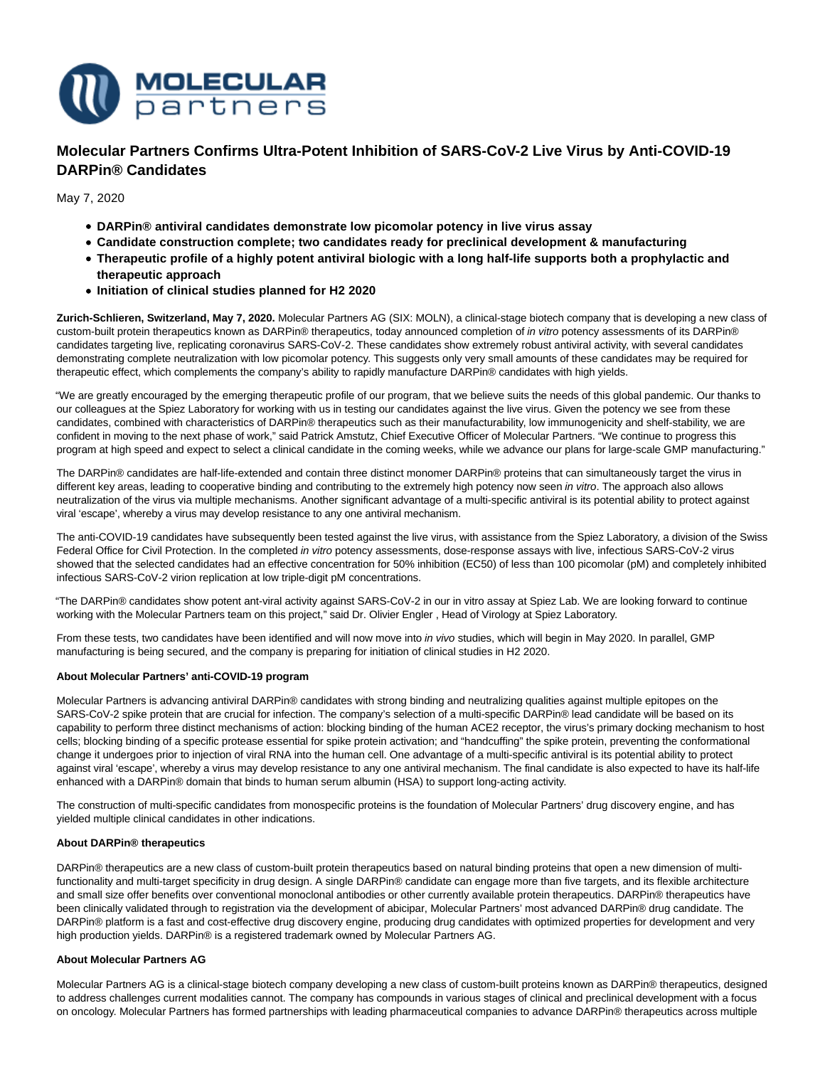MOLECULAR partners

# Molecular Partners Confirms Ultra-Potent Inhibition of SARS-CoV-2 Live Virus by Anti-COVID-19 DARPin® Candidates

May 7, 2020

- **DARPin® antiviral candidates demonstrate low picomolar potency in live virus assay**
- **Candidate construction complete; two candidates ready for preclinical development & manufacturing**
- **Therapeutic profile of a highly potent antiviral biologic with a long half-life supports both a prophylactic and therapeutic approach**
- **Initiation of clinical studies planned for H2 2020**

**Zurich-Schlieren, Switzerland, May 7, 2020.** Molecular Partners AG (SIX: MOLN), a clinical-stage biotech company that is developing a new class of custom-built protein therapeutics known as DARPin® therapeutics, today announced completion of *in vitro* potency assessments of its DARPin® candidates targeting live, replicating coronavirus SARS-CoV-2. These candidates show extremely robust antiviral activity, with several candidates demonstrating complete neutralization with low picomolar potency. This suggests only very small amounts of these candidates may be required for therapeutic effect, which complements the company's ability to rapidly manufacture DARPin® candidates with high yields.

"We are greatly encouraged by the emerging therapeutic profile of our program, that we believe suits the needs of this global pandemic. Our thanks to our colleagues at the Spiez Laboratory for working with us in testing our candidates against the live virus. Given the potency we see from these candidates, combined with characteristics of DARPin® therapeutics such as their manufacturability, low immunogenicity and shelf-stability, we are confident in moving to the next phase of work," said Patrick Amstutz, Chief Executive Officer of Molecular Partners. "We continue to progress this program at high speed and expect to select a clinical candidate in the coming weeks, while we advance our plans for large-scale GMP manufacturing."

The DARPin® candidates are half-life-extended and contain three distinct monomer DARPin® proteins that can simultaneously target the virus in different key areas, leading to cooperative binding and contributing to the extremely high potency now seen *in vitro*. The approach also allows neutralization of the virus via multiple mechanisms. Another significant advantage of a multi-specific antiviral is its potential ability to protect against viral 'escape', whereby a virus may develop resistance to any one antiviral mechanism.

The anti-COVID-19 candidates have subsequently been tested against the live virus, with assistance from the Spiez Laboratory, a division of the Swiss Federal Office for Civil Protection. In the completed *in vitro* potency assessments, dose-response assays with live, infectious SARS-CoV-2 virus showed that the selected candidates had an effective concentration for 50% inhibition (EC50) of less than 100 picomolar (pM) and completely inhibited infectious SARS-CoV-2 virion replication at low triple-digit pM concentrations.

"The DARPin® candidates show potent ant-viral activity against SARS-CoV-2 in our in vitro assay at Spiez Lab. We are looking forward to continue working with the Molecular Partners team on this project," said Dr. Olivier Engler , Head of Virology at Spiez Laboratory.

From these tests, two candidates have been identified and will now move into *in vivo* studies, which will begin in May 2020. In parallel, GMP manufacturing is being secured, and the company is preparing for initiation of clinical studies in H2 2020.

**About Molecular Partners' anti-COVID-19 program**

Molecular Partners is advancing antiviral DARPin® candidates with strong binding and neutralizing qualities against multiple epitopes on the SARS-CoV-2 spike protein that are crucial for infection. The company's selection of a multi-specific DARPin® lead candidate will be based on its capability to perform three distinct mechanisms of action: blocking binding of the human ACE2 receptor, the virus's primary docking mechanism to host cells; blocking binding of a specific protease essential for spike protein activation; and "handcuffing" the spike protein, preventing the conformational change it undergoes prior to injection of viral RNA into the human cell. One advantage of a multi-specific antiviral is its potential ability to protect against viral 'escape', whereby a virus may develop resistance to any one antiviral mechanism. The final candidate is also expected to have its half-life enhanced with a DARPin® domain that binds to human serum albumin (HSA) to support long-acting activity.

The construction of multi-specific candidates from monospecific proteins is the foundation of Molecular Partners' drug discovery engine, and has yielded multiple clinical candidates in other indications.

**About DARPin® therapeutics**

DARPin® therapeutics are a new class of custom-built protein therapeutics based on natural binding proteins that open a new dimension of multi-functionality and multi-target specificity in drug design. A single DARPin® candidate can engage more than five targets, and its flexible architecture and small size offer benefits over conventional monoclonal antibodies or other currently available protein therapeutics. DARPin® therapeutics have been clinically validated through to registration via the development of abicipar, Molecular Partners' most advanced DARPin® drug candidate. The DARPin® platform is a fast and cost-effective drug discovery engine, producing drug candidates with optimized properties for development and very high production yields. DARPin® is a registered trademark owned by Molecular Partners AG.

**About Molecular Partners AG**

Molecular Partners AG is a clinical-stage biotech company developing a new class of custom-built proteins known as DARPin® therapeutics, designed to address challenges current modalities cannot. The company has compounds in various stages of clinical and preclinical development with a focus on oncology. Molecular Partners has formed partnerships with leading pharmaceutical companies to advance DARPin® therapeutics across multiple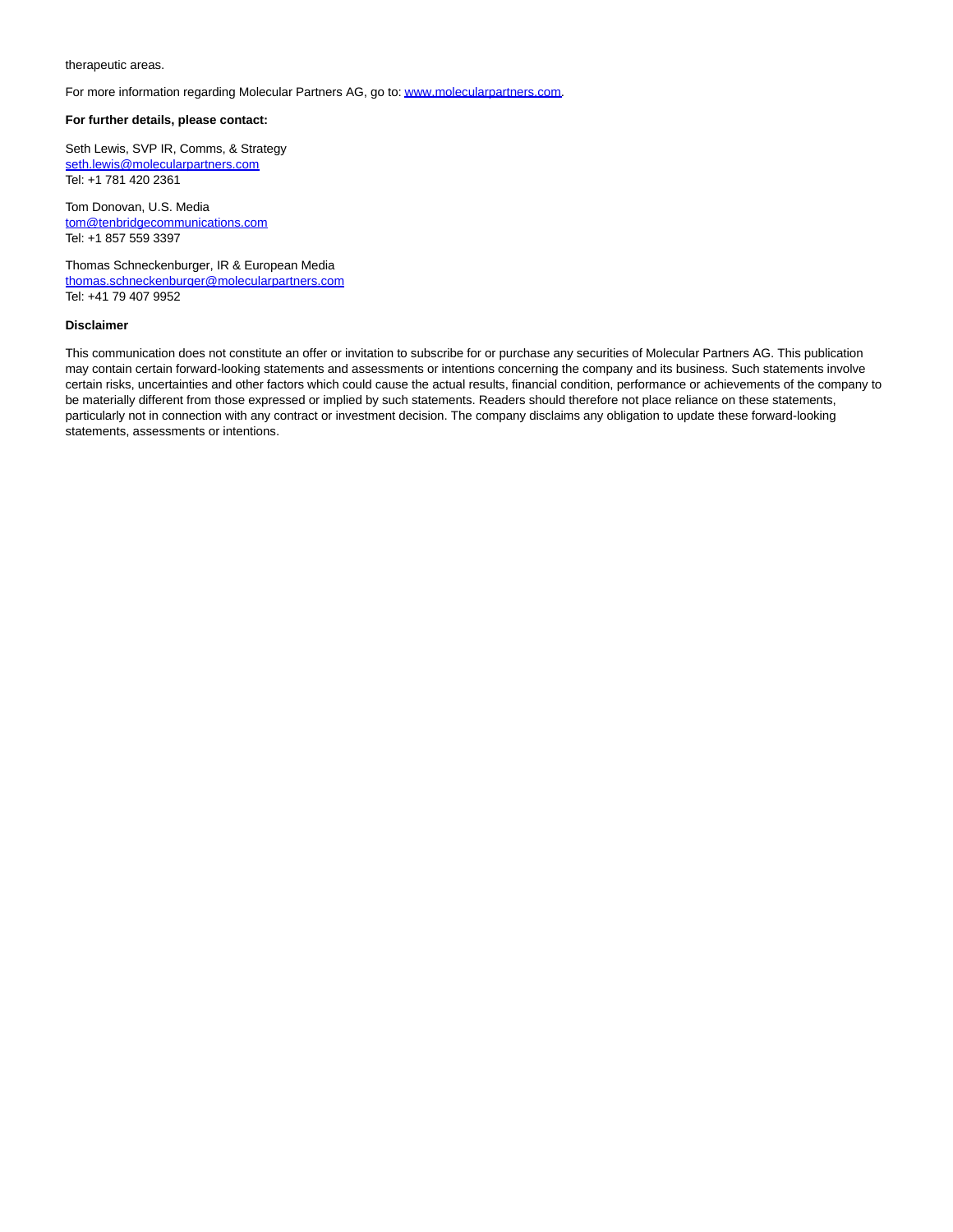therapeutic areas.

For more information regarding Molecular Partners AG, go to: www.molecularpartners.com.

**For further details, please contact:**

Seth Lewis, SVP IR, Comms, & Strategy
seth.lewis@molecularpartners.com
Tel: +1 781 420 2361

Tom Donovan, U.S. Media
tom@tenbridgecommunications.com
Tel: +1 857 559 3397

Thomas Schneckenburger, IR & European Media
thomas.schneckenburger@molecularpartners.com
Tel: +41 79 407 9952

**Disclaimer**

This communication does not constitute an offer or invitation to subscribe for or purchase any securities of Molecular Partners AG. This publication may contain certain forward-looking statements and assessments or intentions concerning the company and its business. Such statements involve certain risks, uncertainties and other factors which could cause the actual results, financial condition, performance or achievements of the company to be materially different from those expressed or implied by such statements. Readers should therefore not place reliance on these statements, particularly not in connection with any contract or investment decision. The company disclaims any obligation to update these forward-looking statements, assessments or intentions.